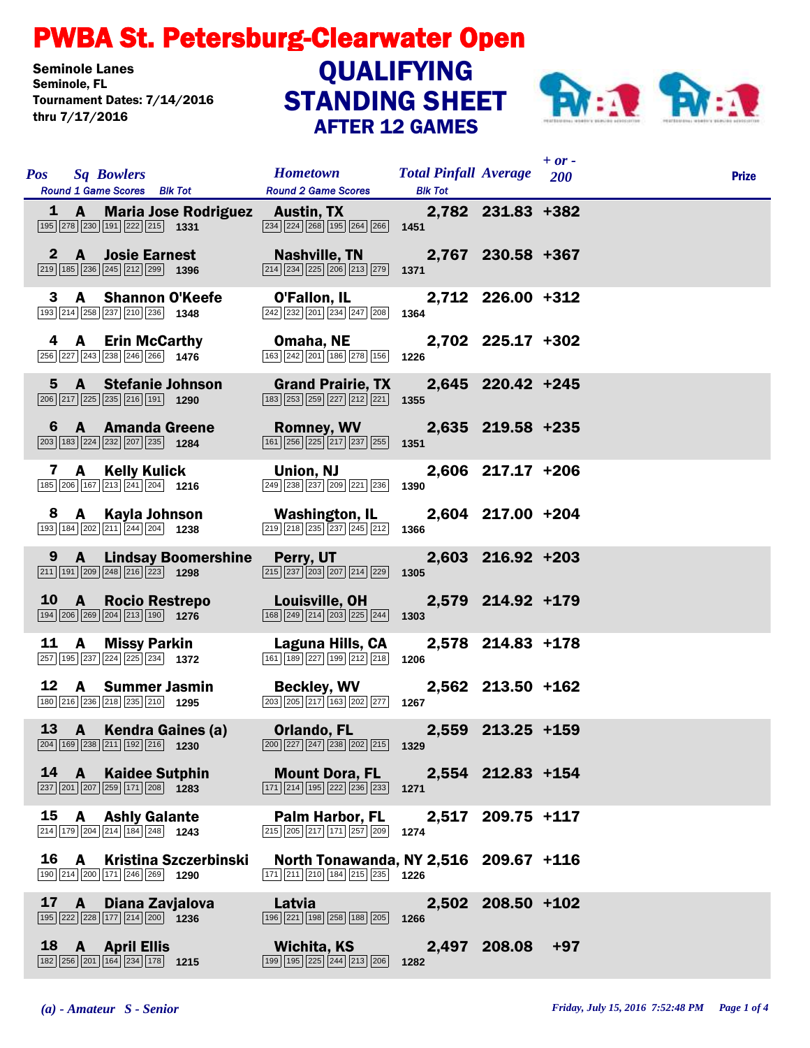# PWBA St. Petersburg-Clearwater Open

**Seminole Lanes**
**Seminole, FL**
**Tournament Dates: 7/14/2016 thru 7/17/2016**

## QUALIFYING STANDING SHEET
### AFTER 12 GAMES

| Pos | Sq | Bowlers | Round 1 Game Scores | Blk Tot | Hometown | Round 2 Game Scores | Blk Tot | Total Pinfall | Average | + or - 200 | Prize |
|---|---|---|---|---|---|---|---|---|---|---|---|
| 1 | A | Maria Jose Rodriguez | 195 278 230 191 222 215 | 1331 | Austin, TX | 234 224 268 195 264 266 | 1451 | 2,782 | 231.83 | +382 | |
| 2 | A | Josie Earnest | 219 185 236 245 212 299 | 1396 | Nashville, TN | 214 234 225 206 213 279 | 1371 | 2,767 | 230.58 | +367 | |
| 3 | A | Shannon O'Keefe | 193 214 258 237 210 236 | 1348 | O'Fallon, IL | 242 232 201 234 247 208 | 1364 | 2,712 | 226.00 | +312 | |
| 4 | A | Erin McCarthy | 256 227 243 238 246 266 | 1476 | Omaha, NE | 163 242 201 186 278 156 | 1226 | 2,702 | 225.17 | +302 | |
| 5 | A | Stefanie Johnson | 206 217 225 235 216 191 | 1290 | Grand Prairie, TX | 183 253 259 227 212 221 | 1355 | 2,645 | 220.42 | +245 | |
| 6 | A | Amanda Greene | 203 183 224 232 207 235 | 1284 | Romney, WV | 161 256 225 217 237 255 | 1351 | 2,635 | 219.58 | +235 | |
| 7 | A | Kelly Kulick | 185 206 167 213 241 204 | 1216 | Union, NJ | 249 238 237 209 221 236 | 1390 | 2,606 | 217.17 | +206 | |
| 8 | A | Kayla Johnson | 193 184 202 211 244 204 | 1238 | Washington, IL | 219 218 235 237 245 212 | 1366 | 2,604 | 217.00 | +204 | |
| 9 | A | Lindsay Boomershine | 211 191 209 248 216 223 | 1298 | Perry, UT | 215 237 203 207 214 229 | 1305 | 2,603 | 216.92 | +203 | |
| 10 | A | Rocio Restrepo | 194 206 269 204 213 190 | 1276 | Louisville, OH | 168 249 214 203 225 244 | 1303 | 2,579 | 214.92 | +179 | |
| 11 | A | Missy Parkin | 257 195 237 224 225 234 | 1372 | Laguna Hills, CA | 161 189 227 199 212 218 | 1206 | 2,578 | 214.83 | +178 | |
| 12 | A | Summer Jasmin | 180 216 236 218 235 210 | 1295 | Beckley, WV | 203 205 217 163 202 277 | 1267 | 2,562 | 213.50 | +162 | |
| 13 | A | Kendra Gaines (a) | 204 169 238 211 192 216 | 1230 | Orlando, FL | 200 227 247 238 202 215 | 1329 | 2,559 | 213.25 | +159 | |
| 14 | A | Kaidee Sutphin | 237 201 207 259 171 208 | 1283 | Mount Dora, FL | 171 214 195 222 236 233 | 1271 | 2,554 | 212.83 | +154 | |
| 15 | A | Ashly Galante | 214 179 204 214 184 248 | 1243 | Palm Harbor, FL | 215 205 217 171 257 209 | 1274 | 2,517 | 209.75 | +117 | |
| 16 | A | Kristina Szczerbinski | 190 214 200 171 246 269 | 1290 | North Tonawanda, NY | 171 211 210 184 215 235 | 1226 | 2,516 | 209.67 | +116 | |
| 17 | A | Diana Zavjalova | 195 222 228 177 214 200 | 1236 | Latvia | 196 221 198 258 188 205 | 1266 | 2,502 | 208.50 | +102 | |
| 18 | A | April Ellis | 182 256 201 164 234 178 | 1215 | Wichita, KS | 199 195 225 244 213 206 | 1282 | 2,497 | 208.08 | +97 | |

*(a) - Amateur S - Senior*

*Friday, July 15, 2016 7:52:48 PM*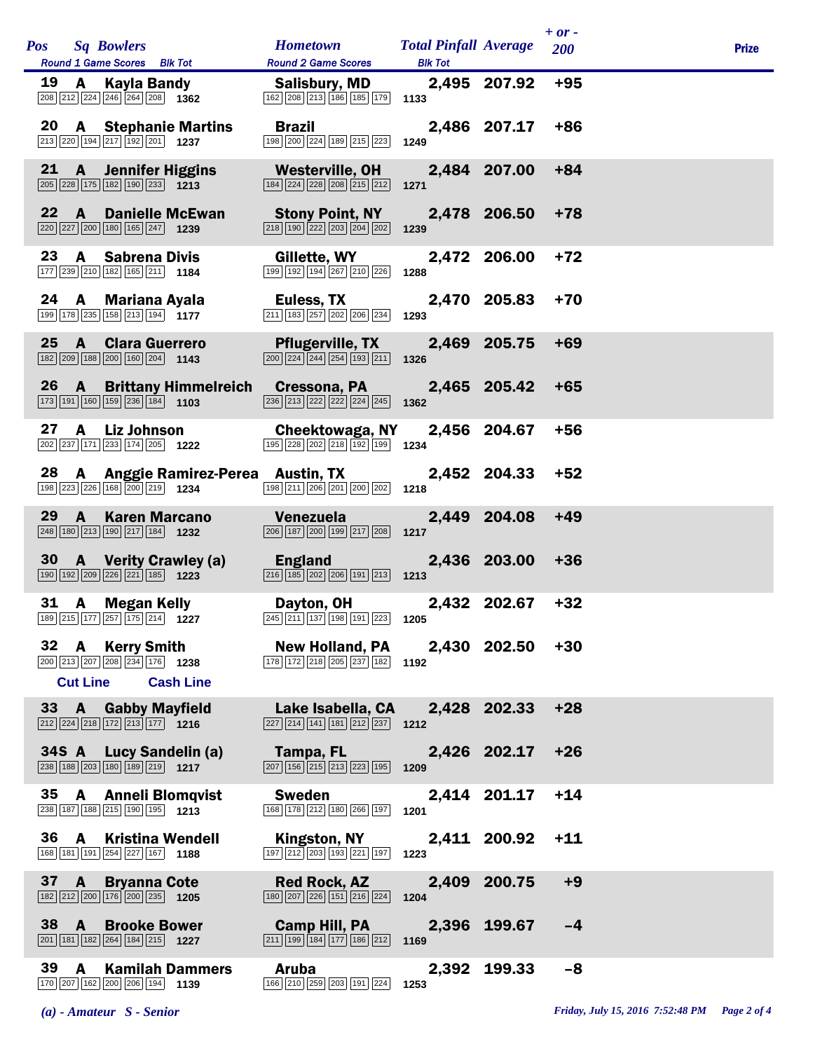| Pos | Sq | Bowlers | Round 1 Game Scores | Blk Tot | Hometown | Round 2 Game Scores | Blk Tot | Total Pinfall | Average | + or - 200 | Prize |
|---|---|---|---|---|---|---|---|---|---|---|---|
| 19 | A | Kayla Bandy | 208 212 224 246 264 208 | 1362 | Salisbury, MD | 162 208 213 186 185 179 | 1133 | 2,495 | 207.92 | +95 | |
| 20 | A | Stephanie Martins | 213 220 194 217 192 201 | 1237 | Brazil | 198 200 224 189 215 223 | 1249 | 2,486 | 207.17 | +86 | |
| 21 | A | Jennifer Higgins | 205 228 175 182 190 233 | 1213 | Westerville, OH | 184 224 228 208 215 212 | 1271 | 2,484 | 207.00 | +84 | |
| 22 | A | Danielle McEwan | 220 227 200 180 165 247 | 1239 | Stony Point, NY | 218 190 222 203 204 202 | 1239 | 2,478 | 206.50 | +78 | |
| 23 | A | Sabrena Divis | 177 239 210 182 165 211 | 1184 | Gillette, WY | 199 192 194 267 210 226 | 1288 | 2,472 | 206.00 | +72 | |
| 24 | A | Mariana Ayala | 199 178 235 158 213 194 | 1177 | Euless, TX | 211 183 257 202 206 234 | 1293 | 2,470 | 205.83 | +70 | |
| 25 | A | Clara Guerrero | 182 209 188 200 160 204 | 1143 | Pflugerville, TX | 200 224 244 254 193 211 | 1326 | 2,469 | 205.75 | +69 | |
| 26 | A | Brittany Himmelreich | 173 191 160 159 236 184 | 1103 | Cressona, PA | 236 213 222 222 224 245 | 1362 | 2,465 | 205.42 | +65 | |
| 27 | A | Liz Johnson | 202 237 171 233 174 205 | 1222 | Cheektowaga, NY | 195 228 202 218 192 199 | 1234 | 2,456 | 204.67 | +56 | |
| 28 | A | Anggie Ramirez-Perea | 198 223 226 168 200 219 | 1234 | Austin, TX | 198 211 206 201 200 202 | 1218 | 2,452 | 204.33 | +52 | |
| 29 | A | Karen Marcano | 248 180 213 190 217 184 | 1232 | Venezuela | 206 187 200 199 217 208 | 1217 | 2,449 | 204.08 | +49 | |
| 30 | A | Verity Crawley (a) | 190 192 209 226 221 185 | 1223 | England | 216 185 202 206 191 213 | 1213 | 2,436 | 203.00 | +36 | |
| 31 | A | Megan Kelly | 189 215 177 257 175 214 | 1227 | Dayton, OH | 245 211 137 198 191 223 | 1205 | 2,432 | 202.67 | +32 | |
| 32 | A | Kerry Smith | 200 213 207 208 234 176 | 1238 | New Holland, PA | 178 172 218 205 237 182 | 1192 | 2,430 | 202.50 | +30 | |
| | | **Cut Line** **Cash Line** | | | | | | | | | |
| 33 | A | Gabby Mayfield | 212 224 218 172 213 177 | 1216 | Lake Isabella, CA | 227 214 141 181 212 237 | 1212 | 2,428 | 202.33 | +28 | |
| 34S | A | Lucy Sandelin (a) | 238 188 203 180 189 219 | 1217 | Tampa, FL | 207 156 215 213 223 195 | 1209 | 2,426 | 202.17 | +26 | |
| 35 | A | Anneli Blomqvist | 238 187 188 215 190 195 | 1213 | Sweden | 168 178 212 180 266 197 | 1201 | 2,414 | 201.17 | +14 | |
| 36 | A | Kristina Wendell | 168 181 191 254 227 167 | 1188 | Kingston, NY | 197 212 203 193 221 197 | 1223 | 2,411 | 200.92 | +11 | |
| 37 | A | Bryanna Cote | 182 212 200 176 200 235 | 1205 | Red Rock, AZ | 180 207 226 151 216 224 | 1204 | 2,409 | 200.75 | +9 | |
| 38 | A | Brooke Bower | 201 181 182 264 184 215 | 1227 | Camp Hill, PA | 211 199 184 177 186 212 | 1169 | 2,396 | 199.67 | -4 | |
| 39 | A | Kamilah Dammers | 170 207 162 200 206 194 | 1139 | Aruba | 166 210 259 203 191 224 | 1253 | 2,392 | 199.33 | -8 | |

*(a) - Amateur S - Senior*

*Friday, July 15, 2016 7:52:48 PM*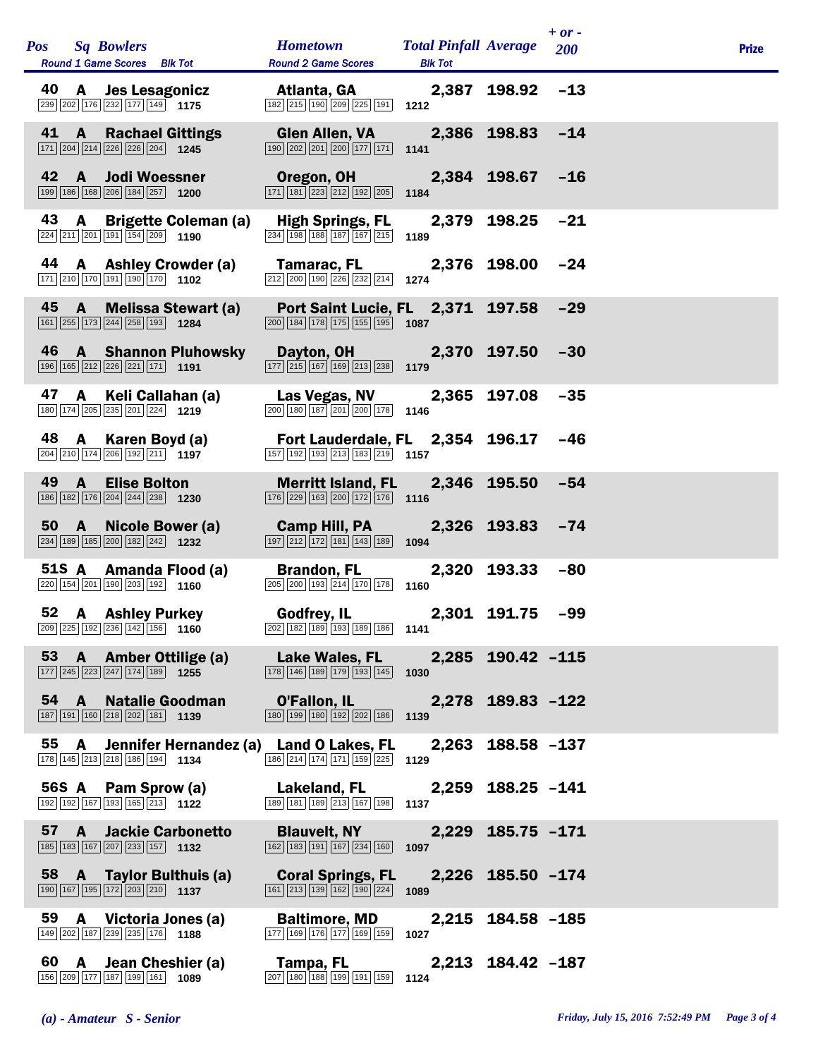| Pos | Sq | Bowlers | Hometown | Total Pinfall | Average | + or - 200 | Prize |
|---|---|---|---|---|---|---|---|
| | | Round 1 Game Scores / Blk Tot | Round 2 Game Scores / Blk Tot | | | | |
| 40 | A | Jes Lesagonicz | Atlanta, GA | 2,387 | 198.92 | -13 | |
| | | 239 202 176 232 177 149 1175 | 182 215 190 209 225 191 1212 | | | | |
| 41 | A | Rachael Gittings | Glen Allen, VA | 2,386 | 198.83 | -14 | |
| | | 171 204 214 226 226 204 1245 | 190 202 201 200 177 171 1141 | | | | |
| 42 | A | Jodi Woessner | Oregon, OH | 2,384 | 198.67 | -16 | |
| | | 199 186 168 206 184 257 1200 | 171 181 223 212 192 205 1184 | | | | |
| 43 | A | Brigette Coleman (a) | High Springs, FL | 2,379 | 198.25 | -21 | |
| | | 224 211 201 191 154 209 1190 | 234 198 188 187 167 215 1189 | | | | |
| 44 | A | Ashley Crowder (a) | Tamarac, FL | 2,376 | 198.00 | -24 | |
| | | 171 210 170 191 190 170 1102 | 212 200 190 226 232 214 1274 | | | | |
| 45 | A | Melissa Stewart (a) | Port Saint Lucie, FL | 2,371 | 197.58 | -29 | |
| | | 161 255 173 244 258 193 1284 | 200 184 178 175 155 195 1087 | | | | |
| 46 | A | Shannon Pluhowsky | Dayton, OH | 2,370 | 197.50 | -30 | |
| | | 196 165 212 226 221 171 1191 | 177 215 167 169 213 238 1179 | | | | |
| 47 | A | Keli Callahan (a) | Las Vegas, NV | 2,365 | 197.08 | -35 | |
| | | 180 174 205 235 201 224 1219 | 200 180 187 201 200 178 1146 | | | | |
| 48 | A | Karen Boyd (a) | Fort Lauderdale, FL | 2,354 | 196.17 | -46 | |
| | | 204 210 174 206 192 211 1197 | 157 192 193 213 183 219 1157 | | | | |
| 49 | A | Elise Bolton | Merritt Island, FL | 2,346 | 195.50 | -54 | |
| | | 186 182 176 204 244 238 1230 | 176 229 163 200 172 176 1116 | | | | |
| 50 | A | Nicole Bower (a) | Camp Hill, PA | 2,326 | 193.83 | -74 | |
| | | 234 189 185 200 182 242 1232 | 197 212 172 181 143 189 1094 | | | | |
| 51S | A | Amanda Flood (a) | Brandon, FL | 2,320 | 193.33 | -80 | |
| | | 220 154 201 190 203 192 1160 | 205 200 193 214 170 178 1160 | | | | |
| 52 | A | Ashley Purkey | Godfrey, IL | 2,301 | 191.75 | -99 | |
| | | 209 225 192 236 142 156 1160 | 202 182 189 193 189 186 1141 | | | | |
| 53 | A | Amber Ottilige (a) | Lake Wales, FL | 2,285 | 190.42 | -115 | |
| | | 177 245 223 247 174 189 1255 | 178 146 189 179 193 145 1030 | | | | |
| 54 | A | Natalie Goodman | O'Fallon, IL | 2,278 | 189.83 | -122 | |
| | | 187 191 160 218 202 181 1139 | 180 199 180 192 202 186 1139 | | | | |
| 55 | A | Jennifer Hernandez (a) | Land O Lakes, FL | 2,263 | 188.58 | -137 | |
| | | 178 145 213 218 186 194 1134 | 186 214 174 171 159 225 1129 | | | | |
| 56S | A | Pam Sprow (a) | Lakeland, FL | 2,259 | 188.25 | -141 | |
| | | 192 192 167 193 165 213 1122 | 189 181 189 213 167 198 1137 | | | | |
| 57 | A | Jackie Carbonetto | Blauvelt, NY | 2,229 | 185.75 | -171 | |
| | | 185 183 167 207 233 157 1132 | 162 183 191 167 234 160 1097 | | | | |
| 58 | A | Taylor Bulthuis (a) | Coral Springs, FL | 2,226 | 185.50 | -174 | |
| | | 190 167 195 172 203 210 1137 | 161 213 139 162 190 224 1089 | | | | |
| 59 | A | Victoria Jones (a) | Baltimore, MD | 2,215 | 184.58 | -185 | |
| | | 149 202 187 239 235 176 1188 | 177 169 176 177 169 159 1027 | | | | |
| 60 | A | Jean Cheshier (a) | Tampa, FL | 2,213 | 184.42 | -187 | |
| | | 156 209 177 187 199 161 1089 | 207 180 188 199 191 159 1124 | | | | |

*(a) - Amateur S - Senior*

*Friday, July 15, 2016 7:52:49 PM*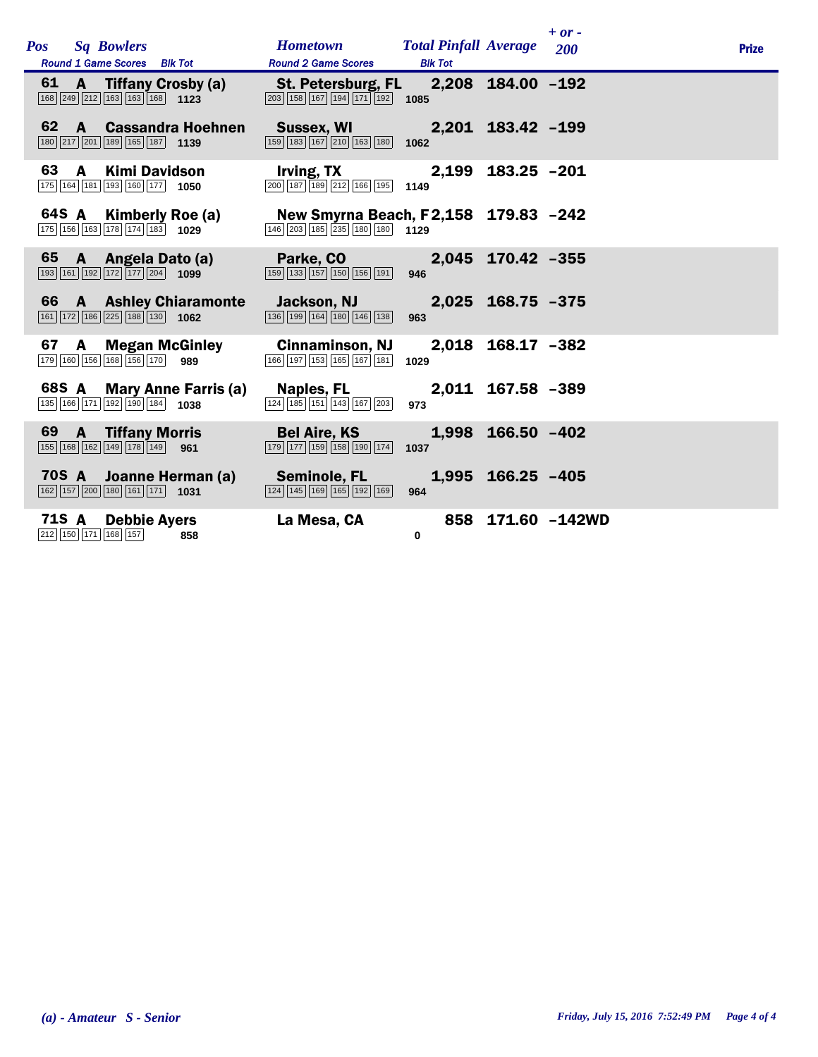| Pos | Sq | Bowlers | Round 1 Game Scores | Blk Tot | Hometown | Round 2 Game Scores | Blk Tot | Total Pinfall | Average | + or - 200 | Prize |
|---|---|---|---|---|---|---|---|---|---|---|---|
| 61 | A | Tiffany Crosby (a) | 168 249 212 163 163 168 | 1123 | St. Petersburg, FL | 203 158 167 194 171 192 | 1085 | 2,208 | 184.00 | -192 | |
| 62 | A | Cassandra Hoehnen | 180 217 201 189 165 187 | 1139 | Sussex, WI | 159 183 167 210 163 180 | 1062 | 2,201 | 183.42 | -199 | |
| 63 | A | Kimi Davidson | 175 164 181 193 160 177 | 1050 | Irving, TX | 200 187 189 212 166 195 | 1149 | 2,199 | 183.25 | -201 | |
| 64S | A | Kimberly Roe (a) | 175 156 163 178 174 183 | 1029 | New Smyrna Beach, F | 146 203 185 235 180 180 | 1129 | 2,158 | 179.83 | -242 | |
| 65 | A | Angela Dato (a) | 193 161 192 172 177 204 | 1099 | Parke, CO | 159 133 157 150 156 191 | 946 | 2,045 | 170.42 | -355 | |
| 66 | A | Ashley Chiaramonte | 161 172 186 225 188 130 | 1062 | Jackson, NJ | 136 199 164 180 146 138 | 963 | 2,025 | 168.75 | -375 | |
| 67 | A | Megan McGinley | 179 160 156 168 156 170 | 989 | Cinnaminson, NJ | 166 197 153 165 167 181 | 1029 | 2,018 | 168.17 | -382 | |
| 68S | A | Mary Anne Farris (a) | 135 166 171 192 190 184 | 1038 | Naples, FL | 124 185 151 143 167 203 | 973 | 2,011 | 167.58 | -389 | |
| 69 | A | Tiffany Morris | 155 168 162 149 178 149 | 961 | Bel Aire, KS | 179 177 159 158 190 174 | 1037 | 1,998 | 166.50 | -402 | |
| 70S | A | Joanne Herman (a) | 162 157 200 180 161 171 | 1031 | Seminole, FL | 124 145 169 165 192 169 | 964 | 1,995 | 166.25 | -405 | |
| 71S | A | Debbie Ayers | 212 150 171 168 157 | 858 | La Mesa, CA | | 0 | 858 | 171.60 | -142WD | |

*(a) - Amateur S - Senior*

*Friday, July 15, 2016 7:52:49 PM*